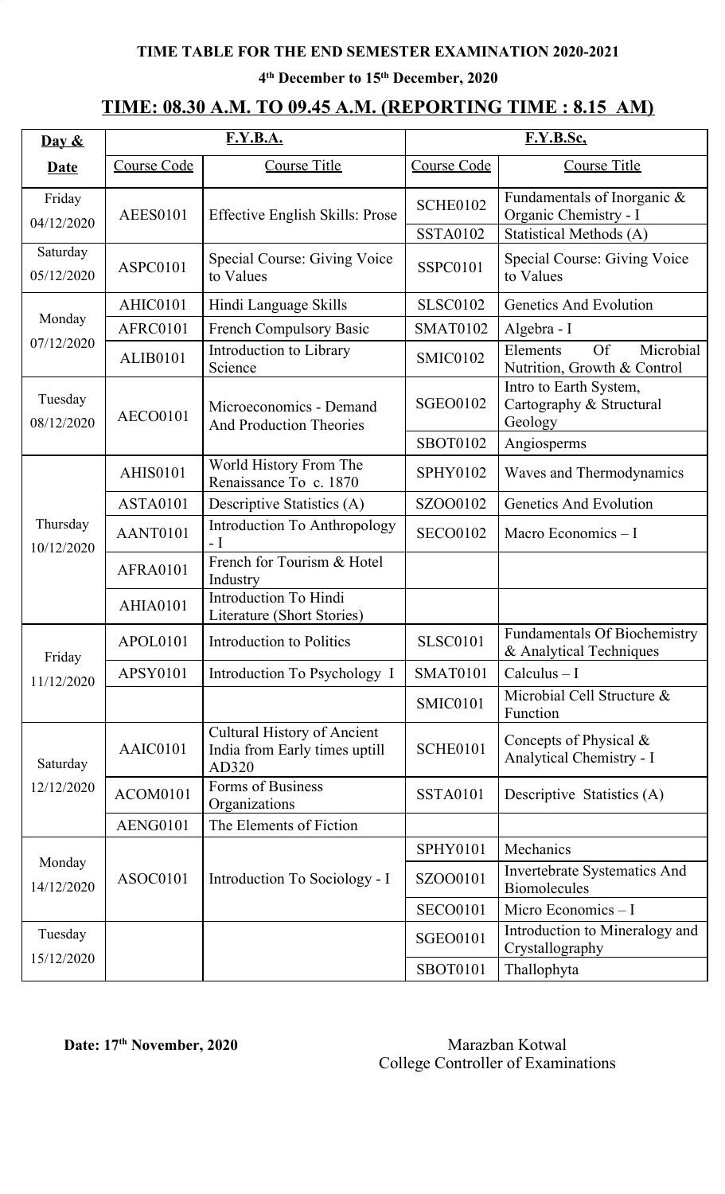**TIME TABLE FOR THE END SEMESTER EXAMINATION 2020-2021**

**4th December to 15th December, 2020**

## TIME: 08.30 A.M. TO 09.45 A.M. (REPORTING TIME : 8.15 AM)

| Day & Date | F.Y.B.A. | | F.Y.B.Sc, | |
|---|---|---|---|---|
| | Course Code | Course Title | Course Code | Course Title |
| Friday 04/12/2020 | AEES0101 | Effective English Skills: Prose | SCHE0102 | Fundamentals of Inorganic & Organic Chemistry - I |
| | | | SSTA0102 | Statistical Methods (A) |
| Saturday 05/12/2020 | ASPC0101 | Special Course: Giving Voice to Values | SSPC0101 | Special Course: Giving Voice to Values |
| Monday 07/12/2020 | AHIC0101 | Hindi Language Skills | SLSC0102 | Genetics And Evolution |
| | AFRC0101 | French Compulsory Basic | SMAT0102 | Algebra - I |
| | ALIB0101 | Introduction to Library Science | SMIC0102 | Elements Of Microbial Nutrition, Growth & Control |
| Tuesday 08/12/2020 | AECO0101 | Microeconomics - Demand And Production Theories | SGEO0102 | Intro to Earth System, Cartography & Structural Geology |
| | | | SBOT0102 | Angiosperms |
| Thursday 10/12/2020 | AHIS0101 | World History From The Renaissance To c. 1870 | SPHY0102 | Waves and Thermodynamics |
| | ASTA0101 | Descriptive Statistics (A) | SZOO0102 | Genetics And Evolution |
| | AANT0101 | Introduction To Anthropology - I | SECO0102 | Macro Economics – I |
| | AFRA0101 | French for Tourism & Hotel Industry | | |
| | AHIA0101 | Introduction To Hindi Literature (Short Stories) | | |
| Friday 11/12/2020 | APOL0101 | Introduction to Politics | SLSC0101 | Fundamentals Of Biochemistry & Analytical Techniques |
| | APSY0101 | Introduction To Psychology I | SMAT0101 | Calculus – I |
| | | | SMIC0101 | Microbial Cell Structure & Function |
| Saturday 12/12/2020 | AAIC0101 | Cultural History of Ancient India from Early times uptill AD320 | SCHE0101 | Concepts of Physical & Analytical Chemistry - I |
| | ACOM0101 | Forms of Business Organizations | SSTA0101 | Descriptive Statistics (A) |
| | AENG0101 | The Elements of Fiction | | |
| Monday 14/12/2020 | ASOC0101 | Introduction To Sociology - I | SPHY0101 | Mechanics |
| | | | SZOO0101 | Invertebrate Systematics And Biomolecules |
| | | | SECO0101 | Micro Economics – I |
| Tuesday 15/12/2020 | | | SGEO0101 | Introduction to Mineralogy and Crystallography |
| | | | SBOT0101 | Thallophyta |

**Date: 17th November, 2020**

Marazban Kotwal
College Controller of Examinations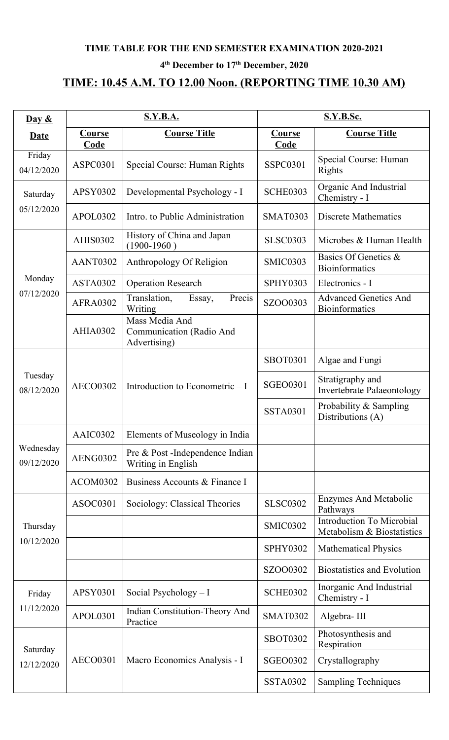**TIME TABLE FOR THE END SEMESTER EXAMINATION 2020-2021**

**4th December to 17th December, 2020**

## TIME: 10.45 A.M. TO 12.00 Noon. (REPORTING TIME 10.30 AM)

| Day & Date | S.Y.B.A. | | S.Y.B.Sc. | |
|---|---|---|---|---|
| | **Course Code** | **Course Title** | **Course Code** | **Course Title** |
| Friday 04/12/2020 | ASPC0301 | Special Course: Human Rights | SSPC0301 | Special Course: Human Rights |
| Saturday 05/12/2020 | APSY0302 | Developmental Psychology - I | SCHE0303 | Organic And Industrial Chemistry - I |
| | APOL0302 | Intro. to Public Administration | SMAT0303 | Discrete Mathematics |
| Monday 07/12/2020 | AHIS0302 | History of China and Japan (1900-1960 ) | SLSC0303 | Microbes & Human Health |
| | AANT0302 | Anthropology Of Religion | SMIC0303 | Basics Of Genetics & Bioinformatics |
| | ASTA0302 | Operation Research | SPHY0303 | Electronics - I |
| | AFRA0302 | Translation, Essay, Precis Writing | SZOO0303 | Advanced Genetics And Bioinformatics |
| | AHIA0302 | Mass Media And Communication (Radio And Advertising) | | |
| Tuesday 08/12/2020 | AECO0302 | Introduction to Econometric – I | SBOT0301 | Algae and Fungi |
| | | | SGEO0301 | Stratigraphy and Invertebrate Palaeontology |
| | | | SSTA0301 | Probability & Sampling Distributions (A) |
| Wednesday 09/12/2020 | AAIC0302 | Elements of Museology in India | | |
| | AENG0302 | Pre & Post -Independence Indian Writing in English | | |
| | ACOM0302 | Business Accounts & Finance I | | |
| Thursday 10/12/2020 | ASOC0301 | Sociology: Classical Theories | SLSC0302 | Enzymes And Metabolic Pathways |
| | | | SMIC0302 | Introduction To Microbial Metabolism & Biostatistics |
| | | | SPHY0302 | Mathematical Physics |
| | | | SZOO0302 | Biostatistics and Evolution |
| Friday 11/12/2020 | APSY0301 | Social Psychology – I | SCHE0302 | Inorganic And Industrial Chemistry - I |
| | APOL0301 | Indian Constitution-Theory And Practice | SMAT0302 | Algebra- III |
| Saturday 12/12/2020 | AECO0301 | Macro Economics Analysis - I | SBOT0302 | Photosynthesis and Respiration |
| | | | SGEO0302 | Crystallography |
| | | | SSTA0302 | Sampling Techniques |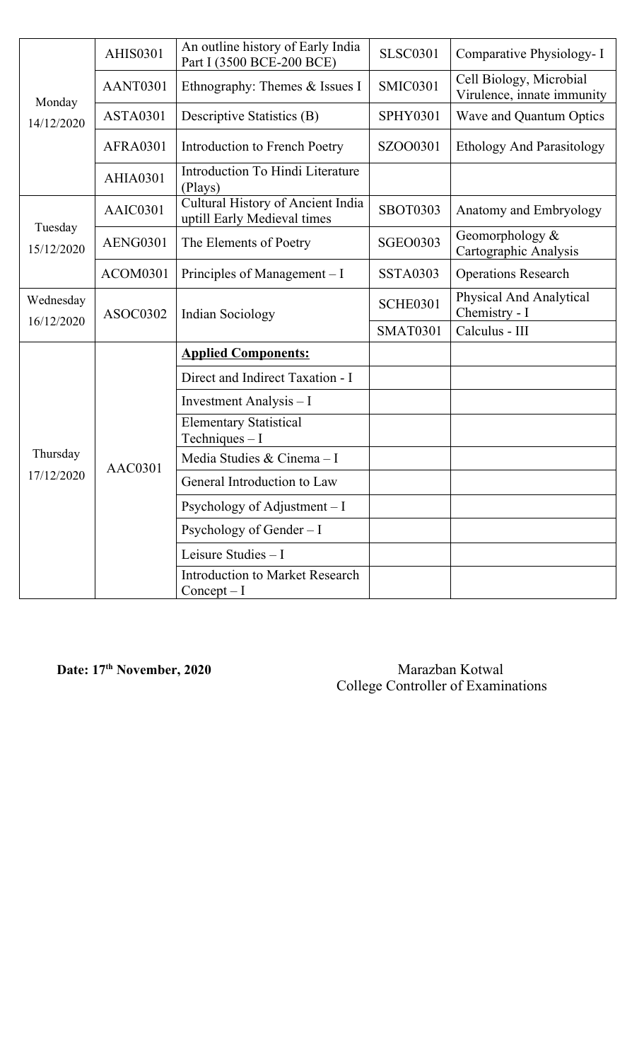| | | | | |
|---|---|---|---|---|
| Monday 14/12/2020 | AHIS0301 | An outline history of Early India Part I (3500 BCE-200 BCE) | SLSC0301 | Comparative Physiology- I |
| | AANT0301 | Ethnography: Themes & Issues I | SMIC0301 | Cell Biology, Microbial Virulence, innate immunity |
| | ASTA0301 | Descriptive Statistics (B) | SPHY0301 | Wave and Quantum Optics |
| | AFRA0301 | Introduction to French Poetry | SZOO0301 | Ethology And Parasitology |
| | AHIA0301 | Introduction To Hindi Literature (Plays) | | |
| Tuesday 15/12/2020 | AAIC0301 | Cultural History of Ancient India uptill Early Medieval times | SBOT0303 | Anatomy and Embryology |
| | AENG0301 | The Elements of Poetry | SGEO0303 | Geomorphology & Cartographic Analysis |
| | ACOM0301 | Principles of Management – I | SSTA0303 | Operations Research |
| Wednesday 16/12/2020 | ASOC0302 | Indian Sociology | SCHE0301 | Physical And Analytical Chemistry - I |
| | | | SMAT0301 | Calculus - III |
| Thursday 17/12/2020 | AAC0301 | **Applied Components:** | | |
| | | Direct and Indirect Taxation - I | | |
| | | Investment Analysis – I | | |
| | | Elementary Statistical Techniques – I | | |
| | | Media Studies & Cinema – I | | |
| | | General Introduction to Law | | |
| | | Psychology of Adjustment – I | | |
| | | Psychology of Gender – I | | |
| | | Leisure Studies – I | | |
| | | Introduction to Market Research Concept – I | | |

**Date: 17th November, 2020**

Marazban Kotwal
College Controller of Examinations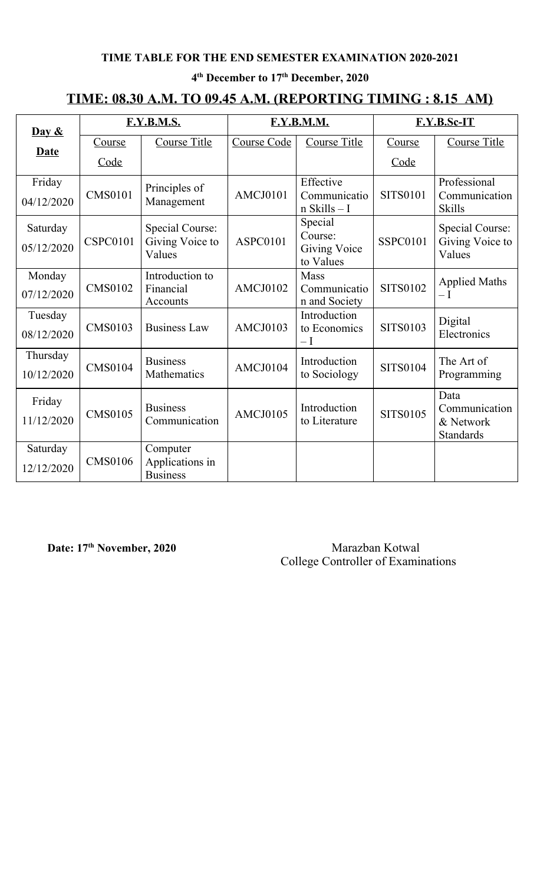**TIME TABLE FOR THE END SEMESTER EXAMINATION 2020-2021**

**4th December to 17th December, 2020**

## TIME: 08.30 A.M. TO 09.45 A.M. (REPORTING TIMING : 8.15 AM)

| Day & Date | F.Y.B.M.S. | | F.Y.B.M.M. | | F.Y.B.Sc-IT | |
|---|---|---|---|---|---|---|
| | Course Code | Course Title | Course Code | Course Title | Course Code | Course Title |
| Friday 04/12/2020 | CMS0101 | Principles of Management | AMCJ0101 | Effective Communication Skills – I | SITS0101 | Professional Communication Skills |
| Saturday 05/12/2020 | CSPC0101 | Special Course: Giving Voice to Values | ASPC0101 | Special Course: Giving Voice to Values | SSPC0101 | Special Course: Giving Voice to Values |
| Monday 07/12/2020 | CMS0102 | Introduction to Financial Accounts | AMCJ0102 | Mass Communication and Society | SITS0102 | Applied Maths – I |
| Tuesday 08/12/2020 | CMS0103 | Business Law | AMCJ0103 | Introduction to Economics – I | SITS0103 | Digital Electronics |
| Thursday 10/12/2020 | CMS0104 | Business Mathematics | AMCJ0104 | Introduction to Sociology | SITS0104 | The Art of Programming |
| Friday 11/12/2020 | CMS0105 | Business Communication | AMCJ0105 | Introduction to Literature | SITS0105 | Data Communication & Network Standards |
| Saturday 12/12/2020 | CMS0106 | Computer Applications in Business | | | | |

**Date: 17th November, 2020**

Marazban Kotwal
College Controller of Examinations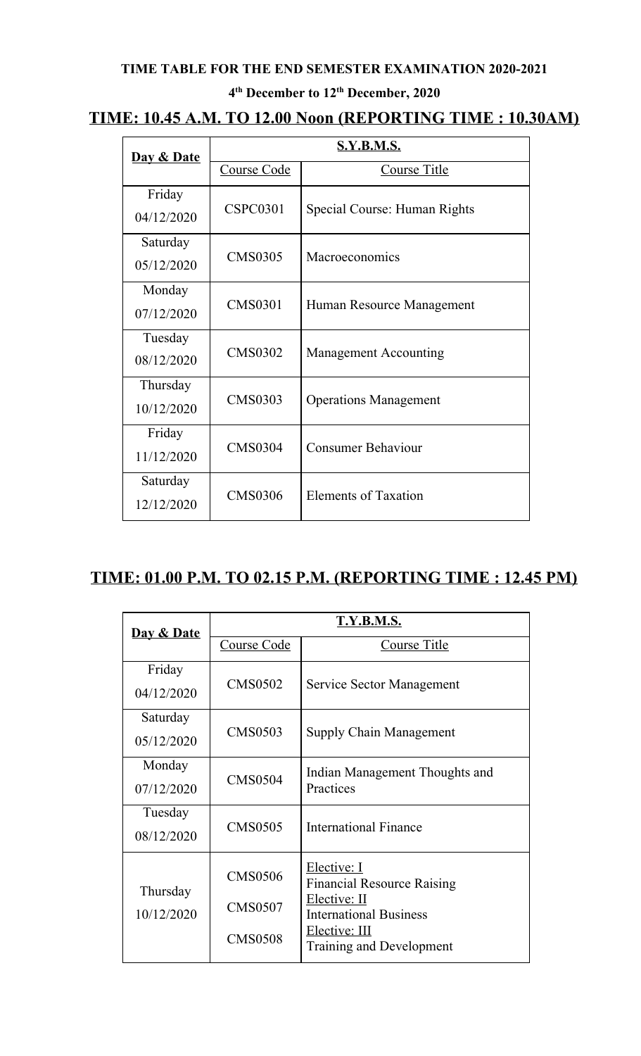**TIME TABLE FOR THE END SEMESTER EXAMINATION 2020-2021**

**4th December to 12th December, 2020**

## TIME: 10.45 A.M. TO 12.00 Noon (REPORTING TIME : 10.30AM)

| Day & Date | S.Y.B.M.S. | |
|---|---|---|
| | Course Code | Course Title |
| Friday 04/12/2020 | CSPC0301 | Special Course: Human Rights |
| Saturday 05/12/2020 | CMS0305 | Macroeconomics |
| Monday 07/12/2020 | CMS0301 | Human Resource Management |
| Tuesday 08/12/2020 | CMS0302 | Management Accounting |
| Thursday 10/12/2020 | CMS0303 | Operations Management |
| Friday 11/12/2020 | CMS0304 | Consumer Behaviour |
| Saturday 12/12/2020 | CMS0306 | Elements of Taxation |

## TIME: 01.00 P.M. TO 02.15 P.M. (REPORTING TIME : 12.45 PM)

| Day & Date | T.Y.B.M.S. | |
|---|---|---|
| | Course Code | Course Title |
| Friday 04/12/2020 | CMS0502 | Service Sector Management |
| Saturday 05/12/2020 | CMS0503 | Supply Chain Management |
| Monday 07/12/2020 | CMS0504 | Indian Management Thoughts and Practices |
| Tuesday 08/12/2020 | CMS0505 | International Finance |
| Thursday 10/12/2020 | CMS0506<br>CMS0507<br>CMS0508 | Elective: I<br>Financial Resource Raising<br>Elective: II<br>International Business<br>Elective: III<br>Training and Development |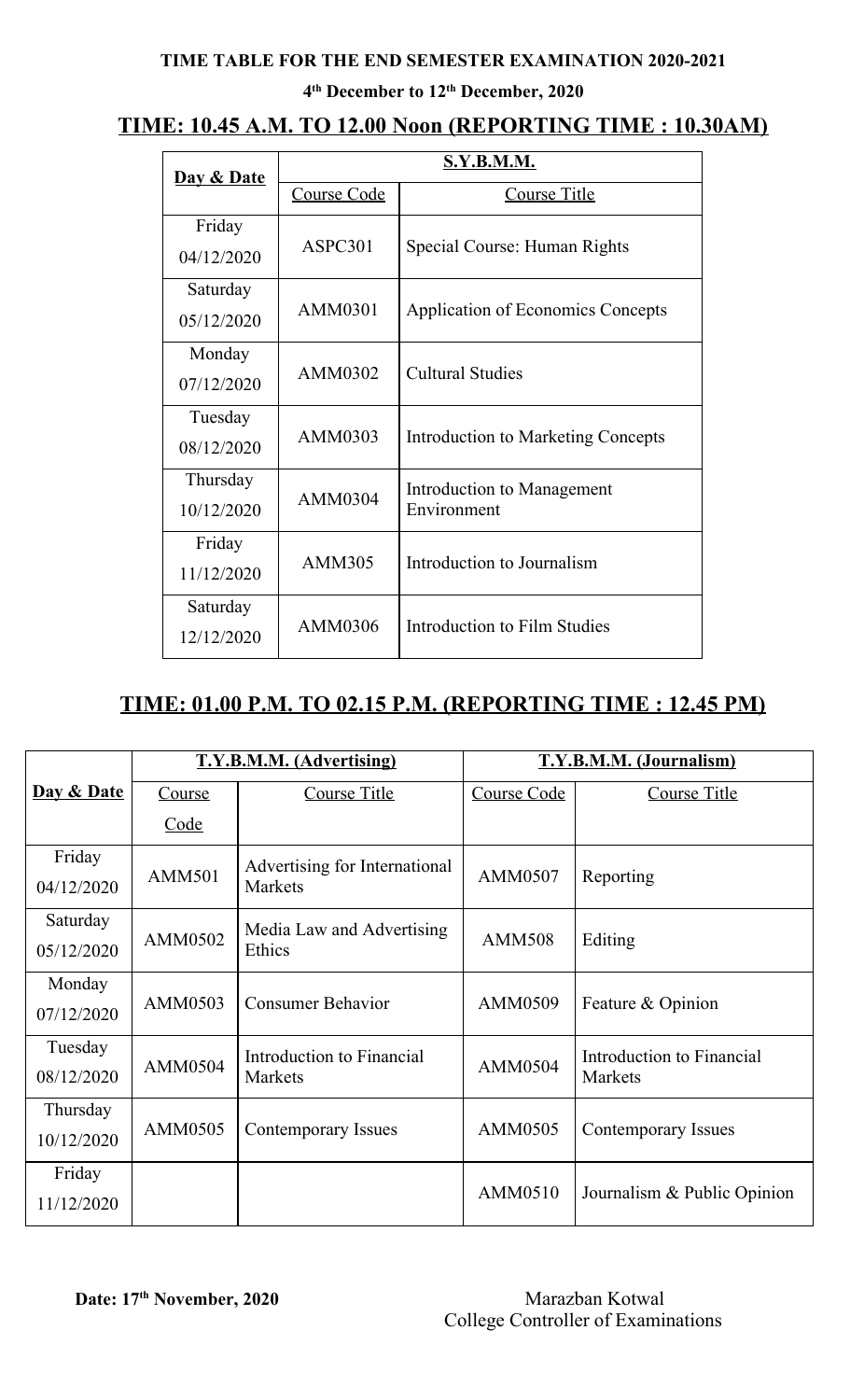**TIME TABLE FOR THE END SEMESTER EXAMINATION 2020-2021**

**4th December to 12th December, 2020**

## TIME: 10.45 A.M. TO 12.00 Noon (REPORTING TIME : 10.30AM)

| Day & Date | S.Y.B.M.M. | |
|---|---|---|
| | Course Code | Course Title |
| Friday 04/12/2020 | ASPC301 | Special Course: Human Rights |
| Saturday 05/12/2020 | AMM0301 | Application of Economics Concepts |
| Monday 07/12/2020 | AMM0302 | Cultural Studies |
| Tuesday 08/12/2020 | AMM0303 | Introduction to Marketing Concepts |
| Thursday 10/12/2020 | AMM0304 | Introduction to Management Environment |
| Friday 11/12/2020 | AMM305 | Introduction to Journalism |
| Saturday 12/12/2020 | AMM0306 | Introduction to Film Studies |

## TIME: 01.00 P.M. TO 02.15 P.M. (REPORTING TIME : 12.45 PM)

| Day & Date | T.Y.B.M.M. (Advertising) | | T.Y.B.M.M. (Journalism) | |
|---|---|---|---|---|
| | Course Code | Course Title | Course Code | Course Title |
| Friday 04/12/2020 | AMM501 | Advertising for International Markets | AMM0507 | Reporting |
| Saturday 05/12/2020 | AMM0502 | Media Law and Advertising Ethics | AMM508 | Editing |
| Monday 07/12/2020 | AMM0503 | Consumer Behavior | AMM0509 | Feature & Opinion |
| Tuesday 08/12/2020 | AMM0504 | Introduction to Financial Markets | AMM0504 | Introduction to Financial Markets |
| Thursday 10/12/2020 | AMM0505 | Contemporary Issues | AMM0505 | Contemporary Issues |
| Friday 11/12/2020 | | | AMM0510 | Journalism & Public Opinion |

**Date: 17th November, 2020**

Marazban Kotwal
College Controller of Examinations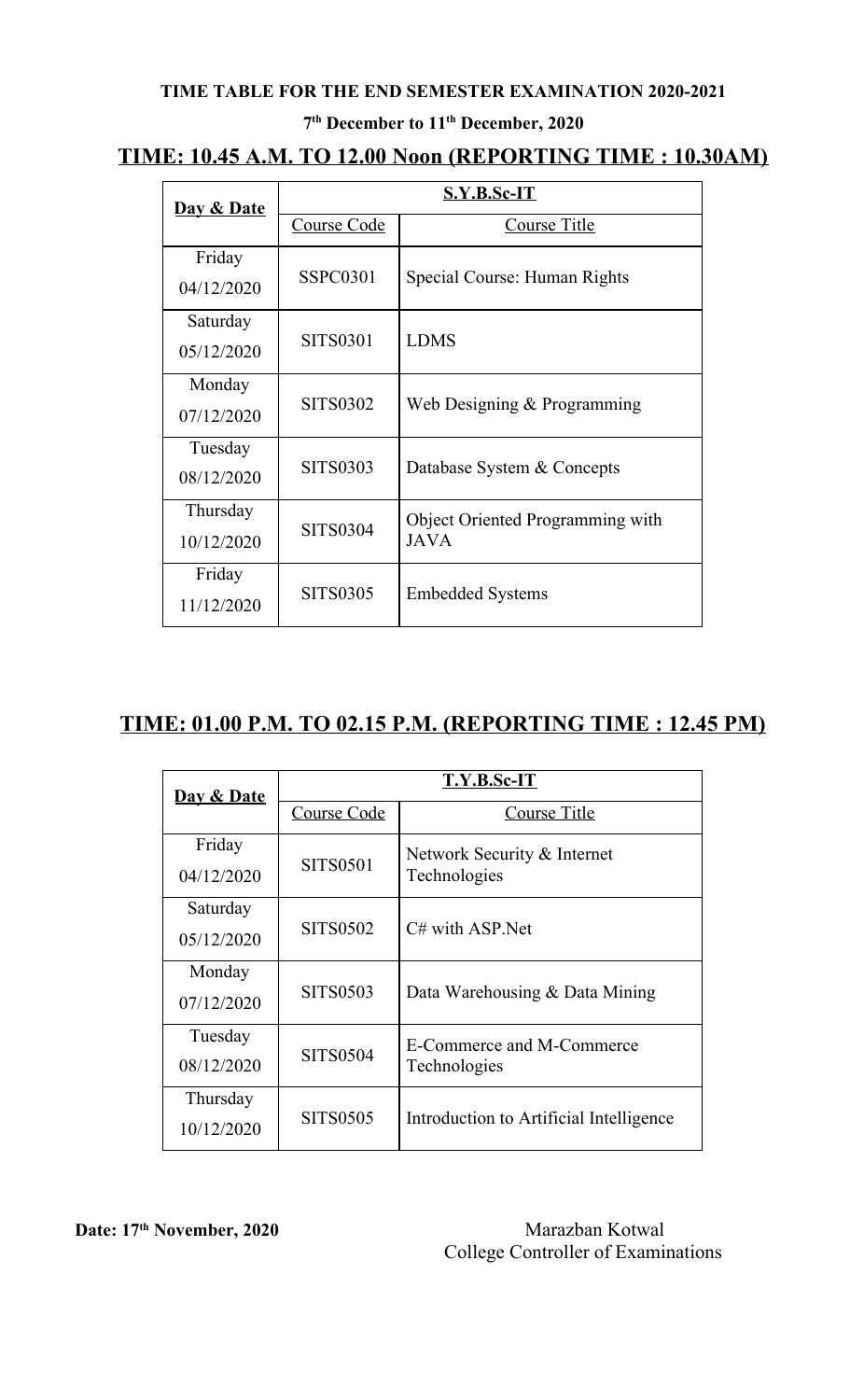**TIME TABLE FOR THE END SEMESTER EXAMINATION 2020-2021**

**7th December to 11th December, 2020**

## TIME: 10.45 A.M. TO 12.00 Noon (REPORTING TIME : 10.30AM)

| Day & Date | S.Y.B.Sc-IT | |
|---|---|---|
| | Course Code | Course Title |
| Friday 04/12/2020 | SSPC0301 | Special Course: Human Rights |
| Saturday 05/12/2020 | SITS0301 | LDMS |
| Monday 07/12/2020 | SITS0302 | Web Designing & Programming |
| Tuesday 08/12/2020 | SITS0303 | Database System & Concepts |
| Thursday 10/12/2020 | SITS0304 | Object Oriented Programming with JAVA |
| Friday 11/12/2020 | SITS0305 | Embedded Systems |

## TIME: 01.00 P.M. TO 02.15 P.M. (REPORTING TIME : 12.45 PM)

| Day & Date | T.Y.B.Sc-IT | |
|---|---|---|
| | Course Code | Course Title |
| Friday 04/12/2020 | SITS0501 | Network Security & Internet Technologies |
| Saturday 05/12/2020 | SITS0502 | C# with ASP.Net |
| Monday 07/12/2020 | SITS0503 | Data Warehousing & Data Mining |
| Tuesday 08/12/2020 | SITS0504 | E-Commerce and M-Commerce Technologies |
| Thursday 10/12/2020 | SITS0505 | Introduction to Artificial Intelligence |

**Date: 17th November, 2020**

Marazban Kotwal
College Controller of Examinations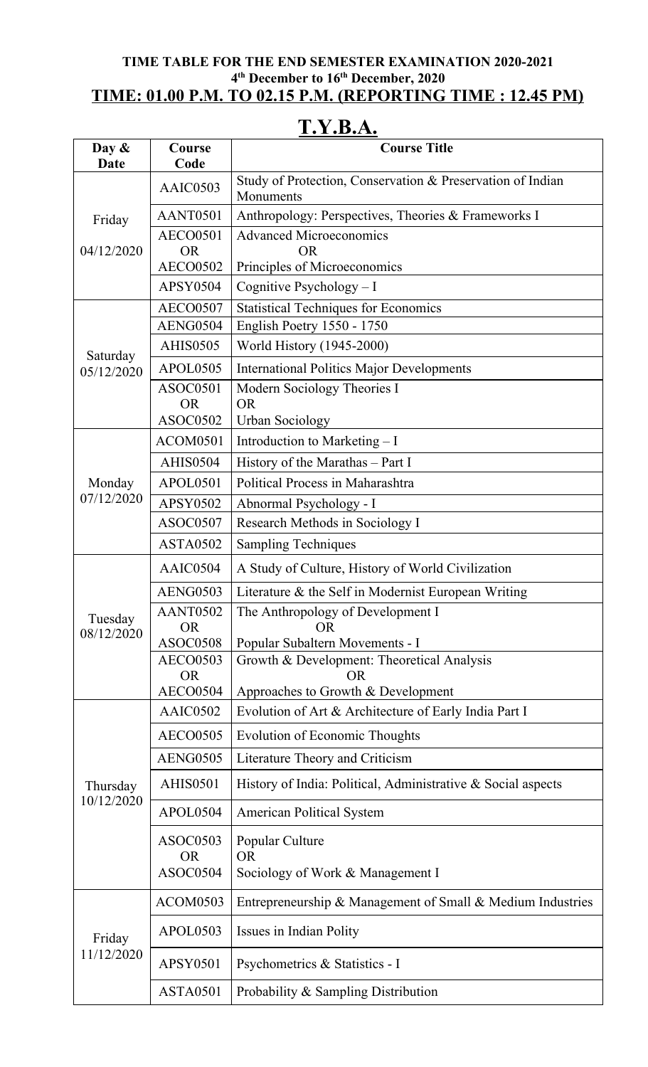**TIME TABLE FOR THE END SEMESTER EXAMINATION 2020-2021**

**4th December to 16th December, 2020**

**TIME: 01.00 P.M. TO 02.15 P.M. (REPORTING TIME : 12.45 PM)**

# T.Y.B.A.

| Day & Date | Course Code | Course Title |
|---|---|---|
| Friday 04/12/2020 | AAIC0503 | Study of Protection, Conservation & Preservation of Indian Monuments |
| | AANT0501 | Anthropology: Perspectives, Theories & Frameworks I |
| | AECO0501 OR AECO0502 | Advanced Microeconomics OR Principles of Microeconomics |
| | APSY0504 | Cognitive Psychology – I |
| Saturday 05/12/2020 | AECO0507 | Statistical Techniques for Economics |
| | AENG0504 | English Poetry 1550 - 1750 |
| | AHIS0505 | World History (1945-2000) |
| | APOL0505 | International Politics Major Developments |
| | ASOC0501 OR ASOC0502 | Modern Sociology Theories I OR Urban Sociology |
| Monday 07/12/2020 | ACOM0501 | Introduction to Marketing – I |
| | AHIS0504 | History of the Marathas – Part I |
| | APOL0501 | Political Process in Maharashtra |
| | APSY0502 | Abnormal Psychology - I |
| | ASOC0507 | Research Methods in Sociology I |
| | ASTA0502 | Sampling Techniques |
| Tuesday 08/12/2020 | AAIC0504 | A Study of Culture, History of World Civilization |
| | AENG0503 | Literature & the Self in Modernist European Writing |
| | AANT0502 OR ASOC0508 | The Anthropology of Development I OR Popular Subaltern Movements - I |
| | AECO0503 OR AECO0504 | Growth & Development: Theoretical Analysis OR Approaches to Growth & Development |
| Thursday 10/12/2020 | AAIC0502 | Evolution of Art & Architecture of Early India Part I |
| | AECO0505 | Evolution of Economic Thoughts |
| | AENG0505 | Literature Theory and Criticism |
| | AHIS0501 | History of India: Political, Administrative & Social aspects |
| | APOL0504 | American Political System |
| | ASOC0503 OR ASOC0504 | Popular Culture OR Sociology of Work & Management I |
| Friday 11/12/2020 | ACOM0503 | Entrepreneurship & Management of Small & Medium Industries |
| | APOL0503 | Issues in Indian Polity |
| | APSY0501 | Psychometrics & Statistics - I |
| | ASTA0501 | Probability & Sampling Distribution |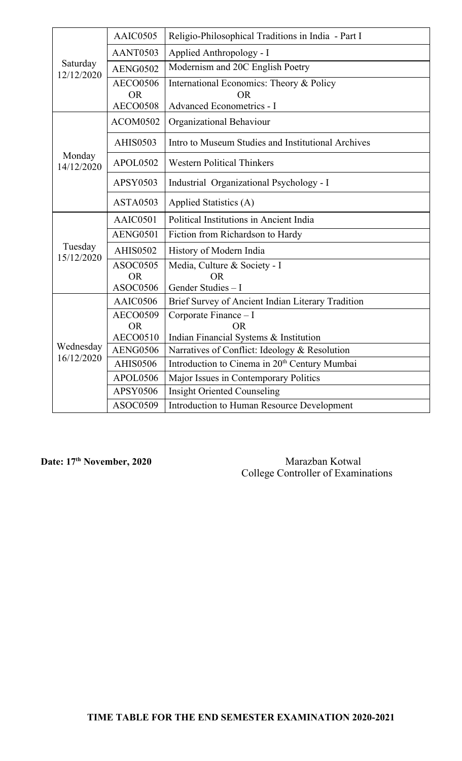| Day/Date | Code | Paper |
|---|---|---|
| Saturday 12/12/2020 | AAIC0505 | Religio-Philosophical Traditions in India - Part I |
| | AANT0503 | Applied Anthropology - I |
| | AENG0502 | Modernism and 20C English Poetry |
| | AECO0506 OR AECO0508 | International Economics: Theory & Policy OR Advanced Econometrics - I |
| Monday 14/12/2020 | ACOM0502 | Organizational Behaviour |
| | AHIS0503 | Intro to Museum Studies and Institutional Archives |
| | APOL0502 | Western Political Thinkers |
| | APSY0503 | Industrial Organizational Psychology - I |
| | ASTA0503 | Applied Statistics (A) |
| Tuesday 15/12/2020 | AAIC0501 | Political Institutions in Ancient India |
| | AENG0501 | Fiction from Richardson to Hardy |
| | AHIS0502 | History of Modern India |
| | ASOC0505 OR ASOC0506 | Media, Culture & Society - I OR Gender Studies – I |
| Wednesday 16/12/2020 | AAIC0506 | Brief Survey of Ancient Indian Literary Tradition |
| | AECO0509 OR AECO0510 | Corporate Finance – I OR Indian Financial Systems & Institution |
| | AENG0506 | Narratives of Conflict: Ideology & Resolution |
| | AHIS0506 | Introduction to Cinema in 20th Century Mumbai |
| | APOL0506 | Major Issues in Contemporary Politics |
| | APSY0506 | Insight Oriented Counseling |
| | ASOC0509 | Introduction to Human Resource Development |

**Date: 17th November, 2020**

Marazban Kotwal
College Controller of Examinations

**TIME TABLE FOR THE END SEMESTER EXAMINATION 2020-2021**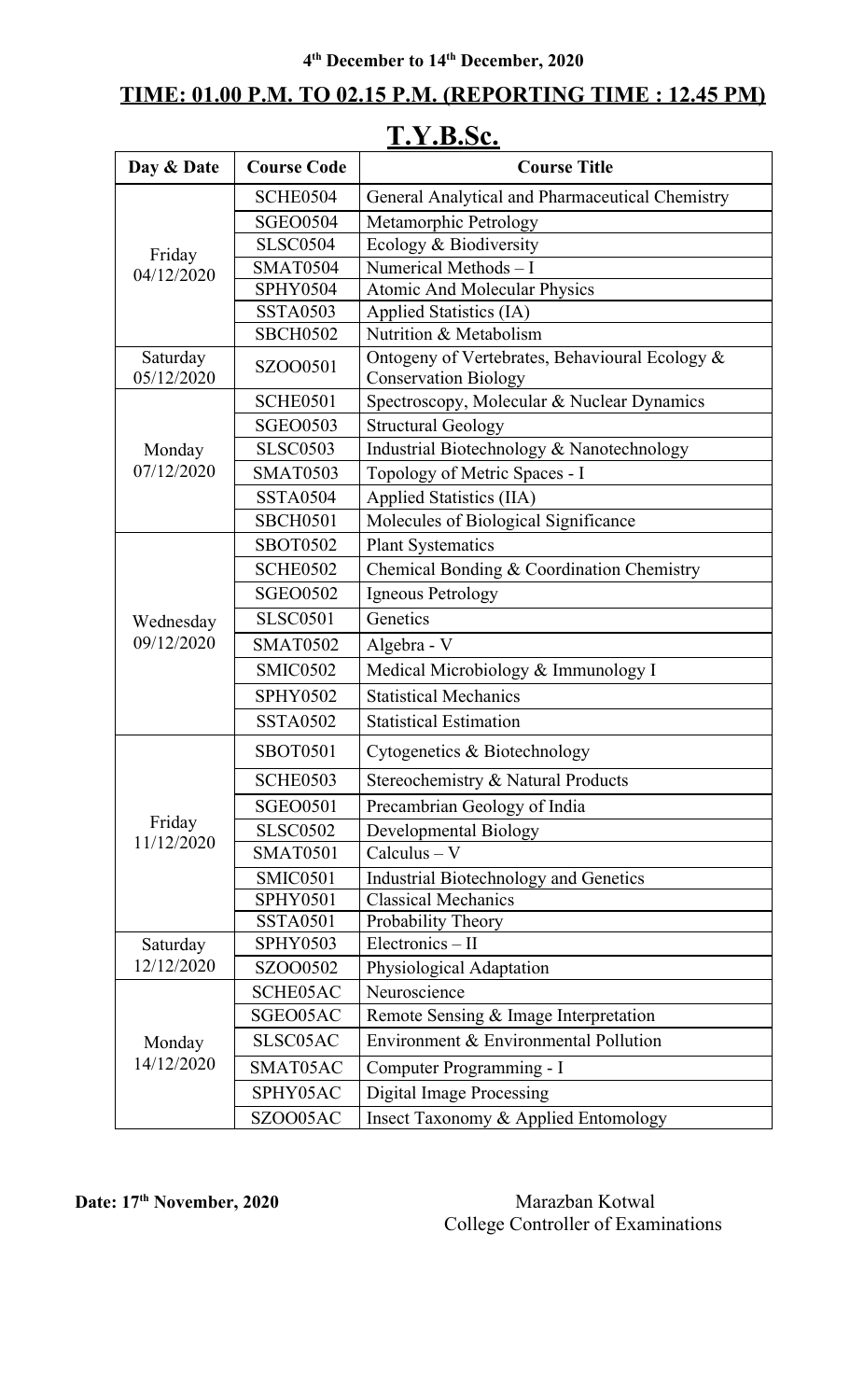**4th December to 14th December, 2020**

## TIME: 01.00 P.M. TO 02.15 P.M. (REPORTING TIME : 12.45 PM)

## T.Y.B.Sc.

| Day & Date | Course Code | Course Title |
|---|---|---|
| Friday 04/12/2020 | SCHE0504 | General Analytical and Pharmaceutical Chemistry |
| | SGEO0504 | Metamorphic Petrology |
| | SLSC0504 | Ecology & Biodiversity |
| | SMAT0504 | Numerical Methods – I |
| | SPHY0504 | Atomic And Molecular Physics |
| | SSTA0503 | Applied Statistics (IA) |
| | SBCH0502 | Nutrition & Metabolism |
| Saturday 05/12/2020 | SZOO0501 | Ontogeny of Vertebrates, Behavioural Ecology & Conservation Biology |
| Monday 07/12/2020 | SCHE0501 | Spectroscopy, Molecular & Nuclear Dynamics |
| | SGEO0503 | Structural Geology |
| | SLSC0503 | Industrial Biotechnology & Nanotechnology |
| | SMAT0503 | Topology of Metric Spaces - I |
| | SSTA0504 | Applied Statistics (IIA) |
| | SBCH0501 | Molecules of Biological Significance |
| Wednesday 09/12/2020 | SBOT0502 | Plant Systematics |
| | SCHE0502 | Chemical Bonding & Coordination Chemistry |
| | SGEO0502 | Igneous Petrology |
| | SLSC0501 | Genetics |
| | SMAT0502 | Algebra - V |
| | SMIC0502 | Medical Microbiology & Immunology I |
| | SPHY0502 | Statistical Mechanics |
| | SSTA0502 | Statistical Estimation |
| Friday 11/12/2020 | SBOT0501 | Cytogenetics & Biotechnology |
| | SCHE0503 | Stereochemistry & Natural Products |
| | SGEO0501 | Precambrian Geology of India |
| | SLSC0502 | Developmental Biology |
| | SMAT0501 | Calculus – V |
| | SMIC0501 | Industrial Biotechnology and Genetics |
| | SPHY0501 | Classical Mechanics |
| | SSTA0501 | Probability Theory |
| Saturday 12/12/2020 | SPHY0503 | Electronics – II |
| | SZOO0502 | Physiological Adaptation |
| Monday 14/12/2020 | SCHE05AC | Neuroscience |
| | SGEO05AC | Remote Sensing & Image Interpretation |
| | SLSC05AC | Environment & Environmental Pollution |
| | SMAT05AC | Computer Programming - I |
| | SPHY05AC | Digital Image Processing |
| | SZOO05AC | Insect Taxonomy & Applied Entomology |

**Date: 17th November, 2020**

Marazban Kotwal
College Controller of Examinations